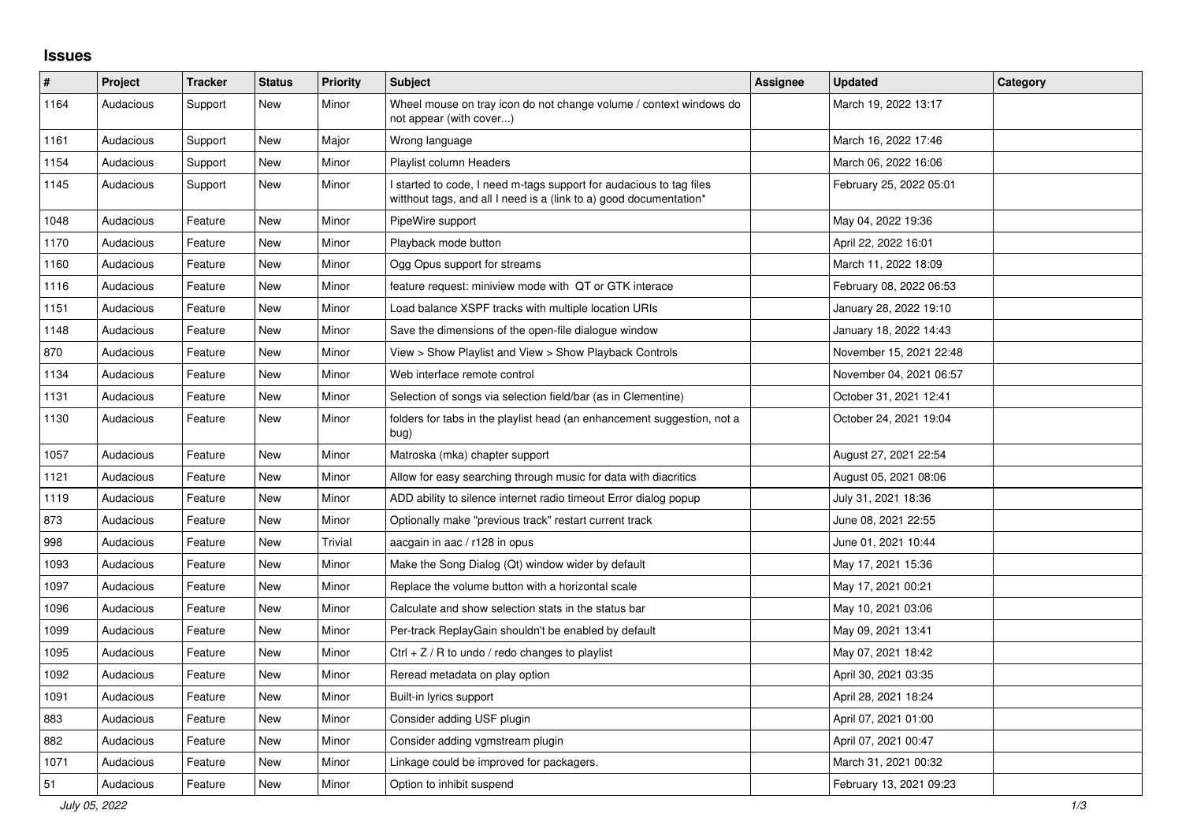## Issues

| # | Project | Tracker | Status | Priority | Subject | Assignee | Updated | Category |
|---|---|---|---|---|---|---|---|---|
| 1164 | Audacious | Support | New | Minor | Wheel mouse on tray icon do not change volume / context windows do not appear (with cover...) | | March 19, 2022 13:17 | |
| 1161 | Audacious | Support | New | Major | Wrong language | | March 16, 2022 17:46 | |
| 1154 | Audacious | Support | New | Minor | Playlist column Headers | | March 06, 2022 16:06 | |
| 1145 | Audacious | Support | New | Minor | I started to code, I need m-tags support for audacious to tag files witthout tags, and all I need is a (link to a) good documentation* | | February 25, 2022 05:01 | |
| 1048 | Audacious | Feature | New | Minor | PipeWire support | | May 04, 2022 19:36 | |
| 1170 | Audacious | Feature | New | Minor | Playback mode button | | April 22, 2022 16:01 | |
| 1160 | Audacious | Feature | New | Minor | Ogg Opus support for streams | | March 11, 2022 18:09 | |
| 1116 | Audacious | Feature | New | Minor | feature request: miniview mode with QT or GTK interace | | February 08, 2022 06:53 | |
| 1151 | Audacious | Feature | New | Minor | Load balance XSPF tracks with multiple location URIs | | January 28, 2022 19:10 | |
| 1148 | Audacious | Feature | New | Minor | Save the dimensions of the open-file dialogue window | | January 18, 2022 14:43 | |
| 870 | Audacious | Feature | New | Minor | View > Show Playlist and View > Show Playback Controls | | November 15, 2021 22:48 | |
| 1134 | Audacious | Feature | New | Minor | Web interface remote control | | November 04, 2021 06:57 | |
| 1131 | Audacious | Feature | New | Minor | Selection of songs via selection field/bar (as in Clementine) | | October 31, 2021 12:41 | |
| 1130 | Audacious | Feature | New | Minor | folders for tabs in the playlist head (an enhancement suggestion, not a bug) | | October 24, 2021 19:04 | |
| 1057 | Audacious | Feature | New | Minor | Matroska (mka) chapter support | | August 27, 2021 22:54 | |
| 1121 | Audacious | Feature | New | Minor | Allow for easy searching through music for data with diacritics | | August 05, 2021 08:06 | |
| 1119 | Audacious | Feature | New | Minor | ADD ability to silence internet radio timeout Error dialog popup | | July 31, 2021 18:36 | |
| 873 | Audacious | Feature | New | Minor | Optionally make "previous track" restart current track | | June 08, 2021 22:55 | |
| 998 | Audacious | Feature | New | Trivial | aacgain in aac / r128 in opus | | June 01, 2021 10:44 | |
| 1093 | Audacious | Feature | New | Minor | Make the Song Dialog (Qt) window wider by default | | May 17, 2021 15:36 | |
| 1097 | Audacious | Feature | New | Minor | Replace the volume button with a horizontal scale | | May 17, 2021 00:21 | |
| 1096 | Audacious | Feature | New | Minor | Calculate and show selection stats in the status bar | | May 10, 2021 03:06 | |
| 1099 | Audacious | Feature | New | Minor | Per-track ReplayGain shouldn't be enabled by default | | May 09, 2021 13:41 | |
| 1095 | Audacious | Feature | New | Minor | Ctrl + Z / R to undo / redo changes to playlist | | May 07, 2021 18:42 | |
| 1092 | Audacious | Feature | New | Minor | Reread metadata on play option | | April 30, 2021 03:35 | |
| 1091 | Audacious | Feature | New | Minor | Built-in lyrics support | | April 28, 2021 18:24 | |
| 883 | Audacious | Feature | New | Minor | Consider adding USF plugin | | April 07, 2021 01:00 | |
| 882 | Audacious | Feature | New | Minor | Consider adding vgmstream plugin | | April 07, 2021 00:47 | |
| 1071 | Audacious | Feature | New | Minor | Linkage could be improved for packagers. | | March 31, 2021 00:32 | |
| 51 | Audacious | Feature | New | Minor | Option to inhibit suspend | | February 13, 2021 09:23 | |

*July 05, 2022*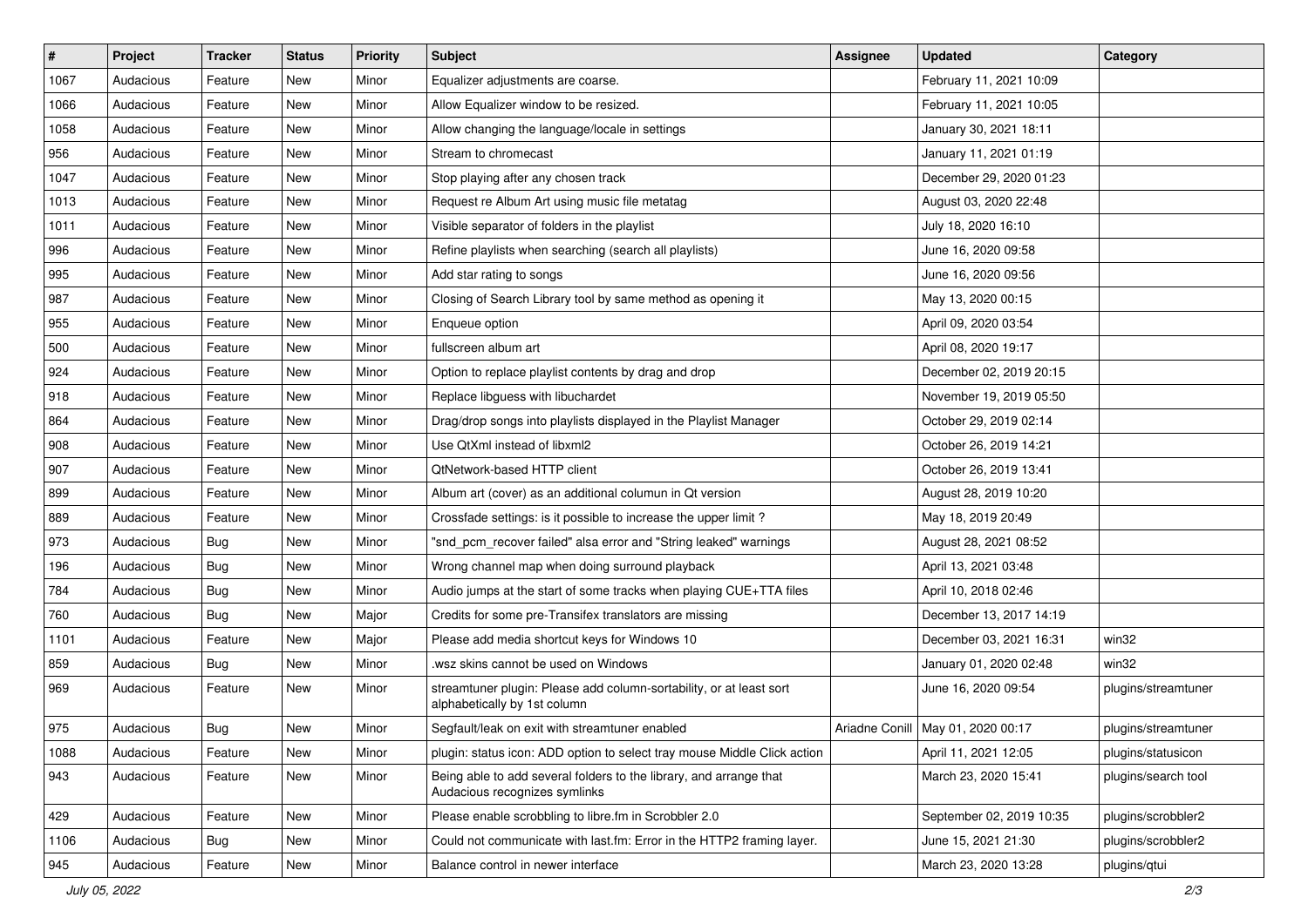| # | Project | Tracker | Status | Priority | Subject | Assignee | Updated | Category |
|---|---|---|---|---|---|---|---|---|
| 1067 | Audacious | Feature | New | Minor | Equalizer adjustments are coarse. | | February 11, 2021 10:09 | |
| 1066 | Audacious | Feature | New | Minor | Allow Equalizer window to be resized. | | February 11, 2021 10:05 | |
| 1058 | Audacious | Feature | New | Minor | Allow changing the language/locale in settings | | January 30, 2021 18:11 | |
| 956 | Audacious | Feature | New | Minor | Stream to chromecast | | January 11, 2021 01:19 | |
| 1047 | Audacious | Feature | New | Minor | Stop playing after any chosen track | | December 29, 2020 01:23 | |
| 1013 | Audacious | Feature | New | Minor | Request re Album Art using music file metatag | | August 03, 2020 22:48 | |
| 1011 | Audacious | Feature | New | Minor | Visible separator of folders in the playlist | | July 18, 2020 16:10 | |
| 996 | Audacious | Feature | New | Minor | Refine playlists when searching (search all playlists) | | June 16, 2020 09:58 | |
| 995 | Audacious | Feature | New | Minor | Add star rating to songs | | June 16, 2020 09:56 | |
| 987 | Audacious | Feature | New | Minor | Closing of Search Library tool by same method as opening it | | May 13, 2020 00:15 | |
| 955 | Audacious | Feature | New | Minor | Enqueue option | | April 09, 2020 03:54 | |
| 500 | Audacious | Feature | New | Minor | fullscreen album art | | April 08, 2020 19:17 | |
| 924 | Audacious | Feature | New | Minor | Option to replace playlist contents by drag and drop | | December 02, 2019 20:15 | |
| 918 | Audacious | Feature | New | Minor | Replace libguess with libuchardet | | November 19, 2019 05:50 | |
| 864 | Audacious | Feature | New | Minor | Drag/drop songs into playlists displayed in the Playlist Manager | | October 29, 2019 02:14 | |
| 908 | Audacious | Feature | New | Minor | Use QtXml instead of libxml2 | | October 26, 2019 14:21 | |
| 907 | Audacious | Feature | New | Minor | QtNetwork-based HTTP client | | October 26, 2019 13:41 | |
| 899 | Audacious | Feature | New | Minor | Album art (cover) as an additional columun in Qt version | | August 28, 2019 10:20 | |
| 889 | Audacious | Feature | New | Minor | Crossfade settings: is it possible to increase the upper limit ? | | May 18, 2019 20:49 | |
| 973 | Audacious | Bug | New | Minor | "snd_pcm_recover failed" alsa error and "String leaked" warnings | | August 28, 2021 08:52 | |
| 196 | Audacious | Bug | New | Minor | Wrong channel map when doing surround playback | | April 13, 2021 03:48 | |
| 784 | Audacious | Bug | New | Minor | Audio jumps at the start of some tracks when playing CUE+TTA files | | April 10, 2018 02:46 | |
| 760 | Audacious | Bug | New | Major | Credits for some pre-Transifex translators are missing | | December 13, 2017 14:19 | |
| 1101 | Audacious | Feature | New | Major | Please add media shortcut keys for Windows 10 | | December 03, 2021 16:31 | win32 |
| 859 | Audacious | Bug | New | Minor | .wsz skins cannot be used on Windows | | January 01, 2020 02:48 | win32 |
| 969 | Audacious | Feature | New | Minor | streamtuner plugin: Please add column-sortability, or at least sort alphabetically by 1st column | | June 16, 2020 09:54 | plugins/streamtuner |
| 975 | Audacious | Bug | New | Minor | Segfault/leak on exit with streamtuner enabled | Ariadne Conill | May 01, 2020 00:17 | plugins/streamtuner |
| 1088 | Audacious | Feature | New | Minor | plugin: status icon: ADD option to select tray mouse Middle Click action | | April 11, 2021 12:05 | plugins/statusicon |
| 943 | Audacious | Feature | New | Minor | Being able to add several folders to the library, and arrange that Audacious recognizes symlinks | | March 23, 2020 15:41 | plugins/search tool |
| 429 | Audacious | Feature | New | Minor | Please enable scrobbling to libre.fm in Scrobbler 2.0 | | September 02, 2019 10:35 | plugins/scrobbler2 |
| 1106 | Audacious | Bug | New | Minor | Could not communicate with last.fm: Error in the HTTP2 framing layer. | | June 15, 2021 21:30 | plugins/scrobbler2 |
| 945 | Audacious | Feature | New | Minor | Balance control in newer interface | | March 23, 2020 13:28 | plugins/qtui |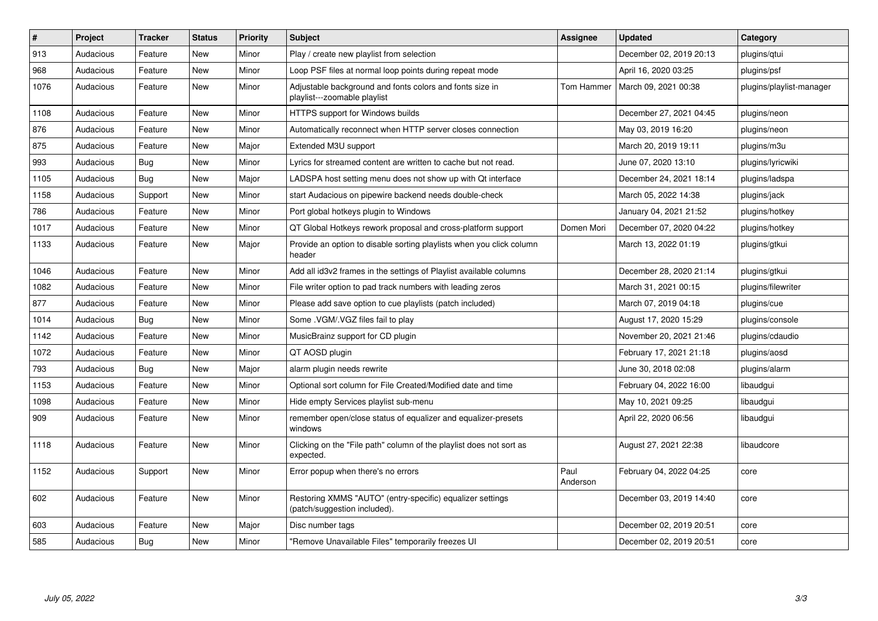| # | Project | Tracker | Status | Priority | Subject | Assignee | Updated | Category |
|---|---|---|---|---|---|---|---|---|
| 913 | Audacious | Feature | New | Minor | Play / create new playlist from selection | | December 02, 2019 20:13 | plugins/qtui |
| 968 | Audacious | Feature | New | Minor | Loop PSF files at normal loop points during repeat mode | | April 16, 2020 03:25 | plugins/psf |
| 1076 | Audacious | Feature | New | Minor | Adjustable background and fonts colors and fonts size in playlist---zoomable playlist | Tom Hammer | March 09, 2021 00:38 | plugins/playlist-manager |
| 1108 | Audacious | Feature | New | Minor | HTTPS support for Windows builds | | December 27, 2021 04:45 | plugins/neon |
| 876 | Audacious | Feature | New | Minor | Automatically reconnect when HTTP server closes connection | | May 03, 2019 16:20 | plugins/neon |
| 875 | Audacious | Feature | New | Major | Extended M3U support | | March 20, 2019 19:11 | plugins/m3u |
| 993 | Audacious | Bug | New | Minor | Lyrics for streamed content are written to cache but not read. | | June 07, 2020 13:10 | plugins/lyricwiki |
| 1105 | Audacious | Bug | New | Major | LADSPA host setting menu does not show up with Qt interface | | December 24, 2021 18:14 | plugins/ladspa |
| 1158 | Audacious | Support | New | Minor | start Audacious on pipewire backend needs double-check | | March 05, 2022 14:38 | plugins/jack |
| 786 | Audacious | Feature | New | Minor | Port global hotkeys plugin to Windows | | January 04, 2021 21:52 | plugins/hotkey |
| 1017 | Audacious | Feature | New | Minor | QT Global Hotkeys rework proposal and cross-platform support | Domen Mori | December 07, 2020 04:22 | plugins/hotkey |
| 1133 | Audacious | Feature | New | Major | Provide an option to disable sorting playlists when you click column header | | March 13, 2022 01:19 | plugins/gtkui |
| 1046 | Audacious | Feature | New | Minor | Add all id3v2 frames in the settings of Playlist available columns | | December 28, 2020 21:14 | plugins/gtkui |
| 1082 | Audacious | Feature | New | Minor | File writer option to pad track numbers with leading zeros | | March 31, 2021 00:15 | plugins/filewriter |
| 877 | Audacious | Feature | New | Minor | Please add save option to cue playlists (patch included) | | March 07, 2019 04:18 | plugins/cue |
| 1014 | Audacious | Bug | New | Minor | Some .VGM/.VGZ files fail to play | | August 17, 2020 15:29 | plugins/console |
| 1142 | Audacious | Feature | New | Minor | MusicBrainz support for CD plugin | | November 20, 2021 21:46 | plugins/cdaudio |
| 1072 | Audacious | Feature | New | Minor | QT AOSD plugin | | February 17, 2021 21:18 | plugins/aosd |
| 793 | Audacious | Bug | New | Major | alarm plugin needs rewrite | | June 30, 2018 02:08 | plugins/alarm |
| 1153 | Audacious | Feature | New | Minor | Optional sort column for File Created/Modified date and time | | February 04, 2022 16:00 | libaudgui |
| 1098 | Audacious | Feature | New | Minor | Hide empty Services playlist sub-menu | | May 10, 2021 09:25 | libaudgui |
| 909 | Audacious | Feature | New | Minor | remember open/close status of equalizer and equalizer-presets windows | | April 22, 2020 06:56 | libaudgui |
| 1118 | Audacious | Feature | New | Minor | Clicking on the "File path" column of the playlist does not sort as expected. | | August 27, 2021 22:38 | libaudcore |
| 1152 | Audacious | Support | New | Minor | Error popup when there's no errors | Paul Anderson | February 04, 2022 04:25 | core |
| 602 | Audacious | Feature | New | Minor | Restoring XMMS "AUTO" (entry-specific) equalizer settings (patch/suggestion included). | | December 03, 2019 14:40 | core |
| 603 | Audacious | Feature | New | Major | Disc number tags | | December 02, 2019 20:51 | core |
| 585 | Audacious | Bug | New | Minor | "Remove Unavailable Files" temporarily freezes UI | | December 02, 2019 20:51 | core |

*July 05, 2022*